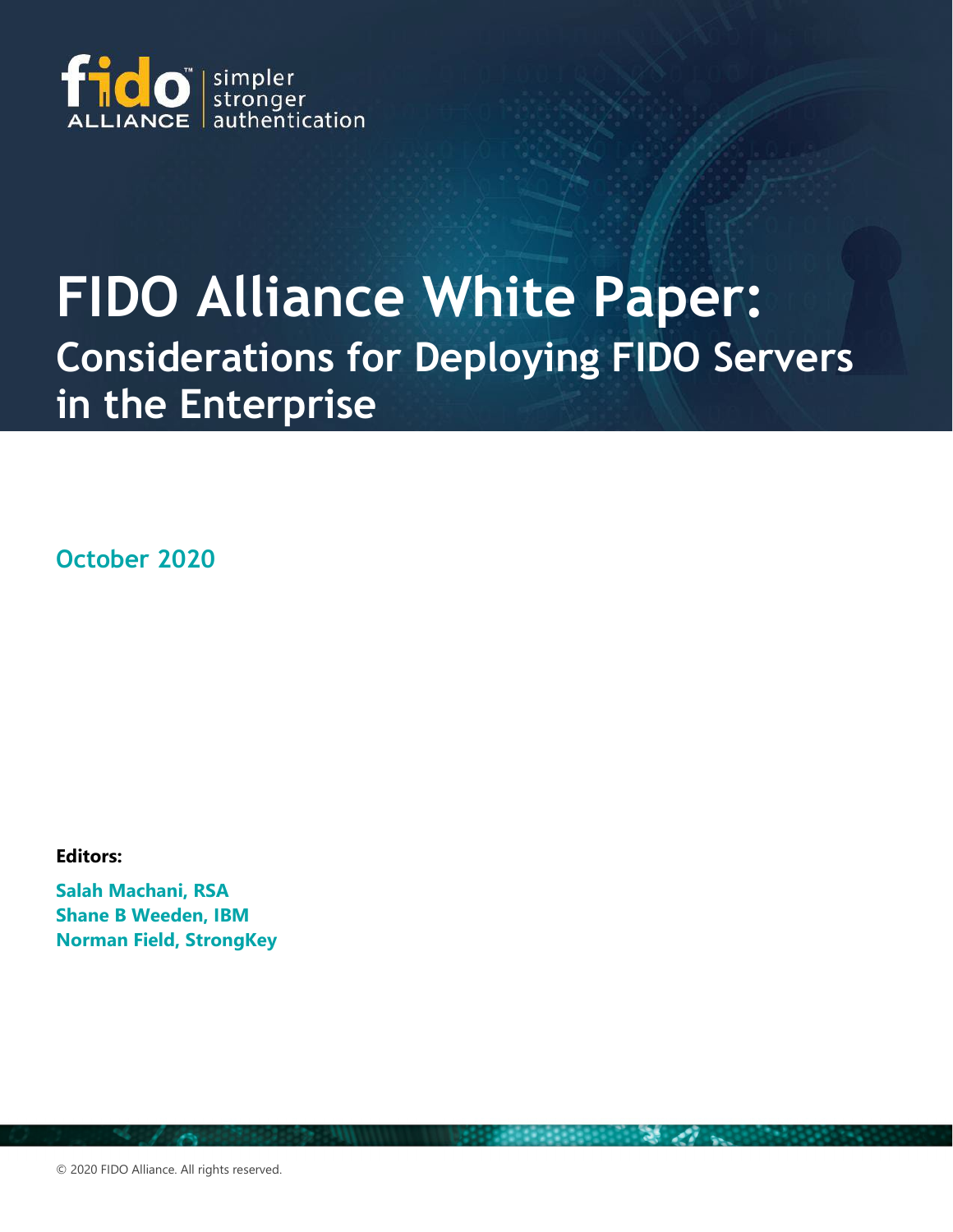fido ALLIANCE | simpler stronger authentication

# FIDO Alliance White Paper:

## Considerations for Deploying FIDO Servers in the Enterprise

**October 2020**

**Editors:**

**Salah Machani, RSA**
**Shane B Weeden, IBM**
**Norman Field, StrongKey**

© 2020 FIDO Alliance. All rights reserved.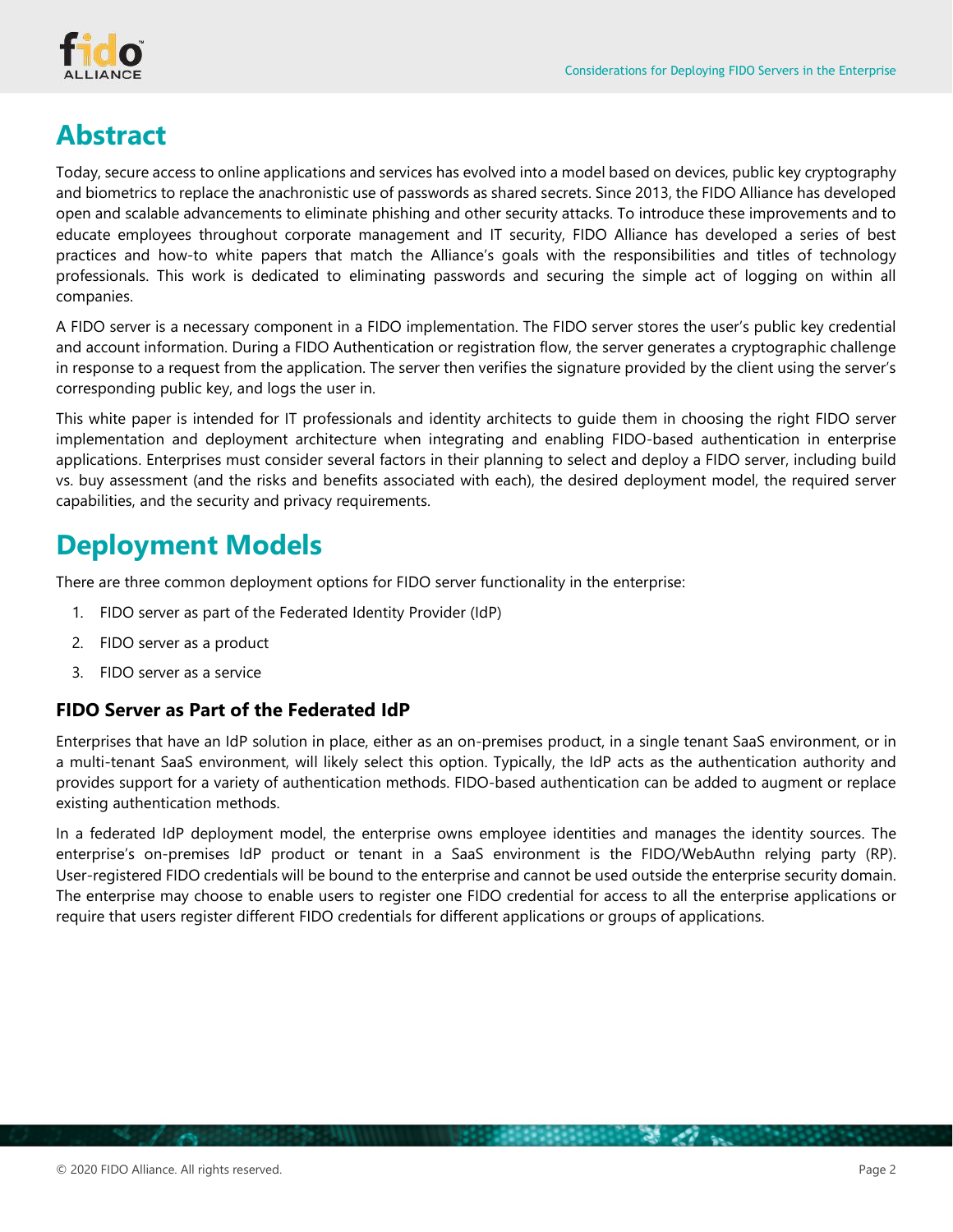# Abstract

Today, secure access to online applications and services has evolved into a model based on devices, public key cryptography and biometrics to replace the anachronistic use of passwords as shared secrets. Since 2013, the FIDO Alliance has developed open and scalable advancements to eliminate phishing and other security attacks. To introduce these improvements and to educate employees throughout corporate management and IT security, FIDO Alliance has developed a series of best practices and how-to white papers that match the Alliance's goals with the responsibilities and titles of technology professionals. This work is dedicated to eliminating passwords and securing the simple act of logging on within all companies.

A FIDO server is a necessary component in a FIDO implementation. The FIDO server stores the user's public key credential and account information. During a FIDO Authentication or registration flow, the server generates a cryptographic challenge in response to a request from the application. The server then verifies the signature provided by the client using the server's corresponding public key, and logs the user in.

This white paper is intended for IT professionals and identity architects to guide them in choosing the right FIDO server implementation and deployment architecture when integrating and enabling FIDO-based authentication in enterprise applications. Enterprises must consider several factors in their planning to select and deploy a FIDO server, including build vs. buy assessment (and the risks and benefits associated with each), the desired deployment model, the required server capabilities, and the security and privacy requirements.

# Deployment Models

There are three common deployment options for FIDO server functionality in the enterprise:

1. FIDO server as part of the Federated Identity Provider (IdP)
2. FIDO server as a product
3. FIDO server as a service

### FIDO Server as Part of the Federated IdP

Enterprises that have an IdP solution in place, either as an on-premises product, in a single tenant SaaS environment, or in a multi-tenant SaaS environment, will likely select this option. Typically, the IdP acts as the authentication authority and provides support for a variety of authentication methods. FIDO-based authentication can be added to augment or replace existing authentication methods.

In a federated IdP deployment model, the enterprise owns employee identities and manages the identity sources. The enterprise's on-premises IdP product or tenant in a SaaS environment is the FIDO/WebAuthn relying party (RP). User-registered FIDO credentials will be bound to the enterprise and cannot be used outside the enterprise security domain. The enterprise may choose to enable users to register one FIDO credential for access to all the enterprise applications or require that users register different FIDO credentials for different applications or groups of applications.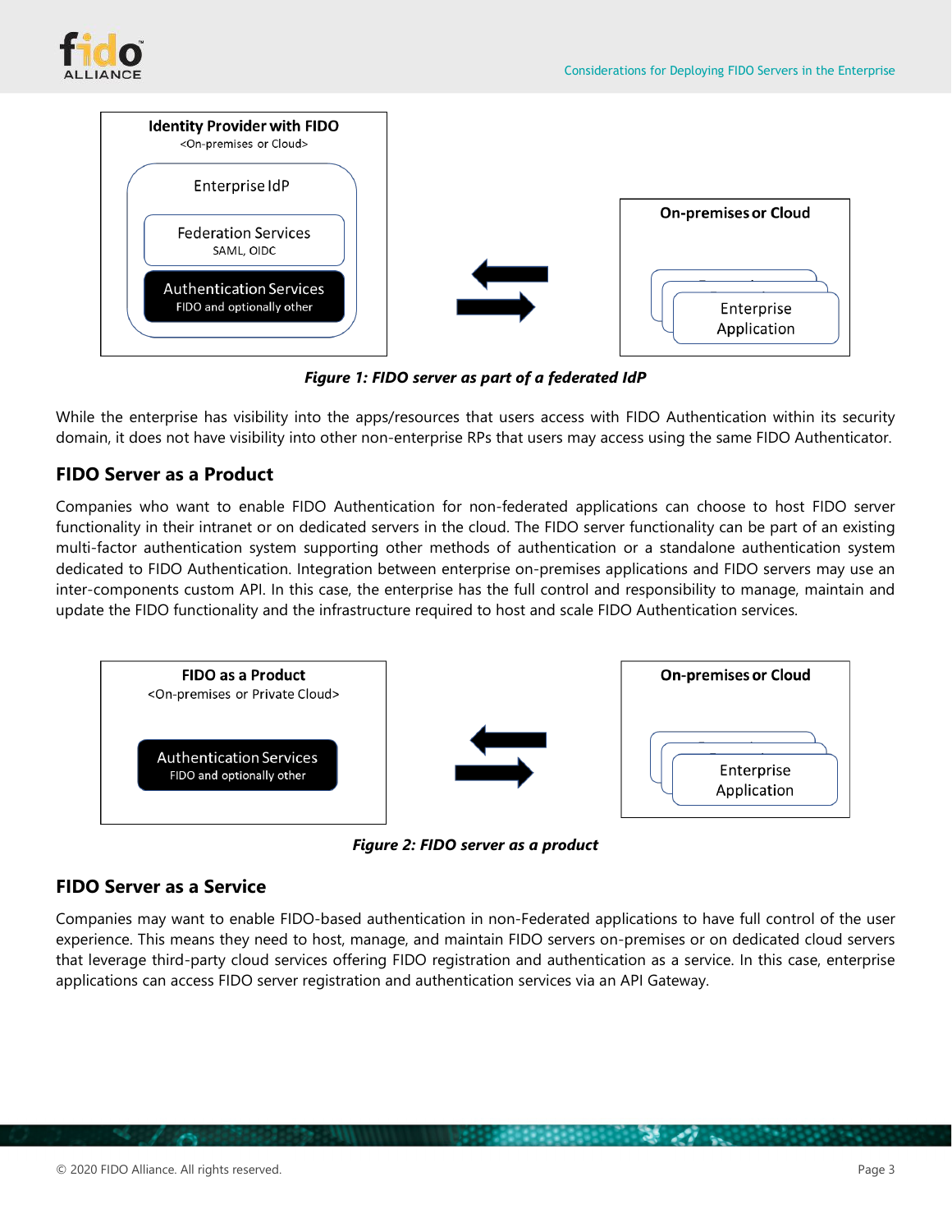Identity Provider with FIDO
<On-premises or Cloud>

Enterprise IdP

Federation Services
SAML, OIDC

Authentication Services
FIDO and optionally other

On-premises or Cloud

Enterprise Application

***Figure 1: FIDO server as part of a federated IdP***

While the enterprise has visibility into the apps/resources that users access with FIDO Authentication within its security domain, it does not have visibility into other non-enterprise RPs that users may access using the same FIDO Authenticator.

## FIDO Server as a Product

Companies who want to enable FIDO Authentication for non-federated applications can choose to host FIDO server functionality in their intranet or on dedicated servers in the cloud. The FIDO server functionality can be part of an existing multi-factor authentication system supporting other methods of authentication or a standalone authentication system dedicated to FIDO Authentication. Integration between enterprise on-premises applications and FIDO servers may use an inter-components custom API. In this case, the enterprise has the full control and responsibility to manage, maintain and update the FIDO functionality and the infrastructure required to host and scale FIDO Authentication services.

FIDO as a Product
<On-premises or Private Cloud>

Authentication Services
FIDO and optionally other

On-premises or Cloud

Enterprise Application

***Figure 2: FIDO server as a product***

## FIDO Server as a Service

Companies may want to enable FIDO-based authentication in non-Federated applications to have full control of the user experience. This means they need to host, manage, and maintain FIDO servers on-premises or on dedicated cloud servers that leverage third-party cloud services offering FIDO registration and authentication as a service. In this case, enterprise applications can access FIDO server registration and authentication services via an API Gateway.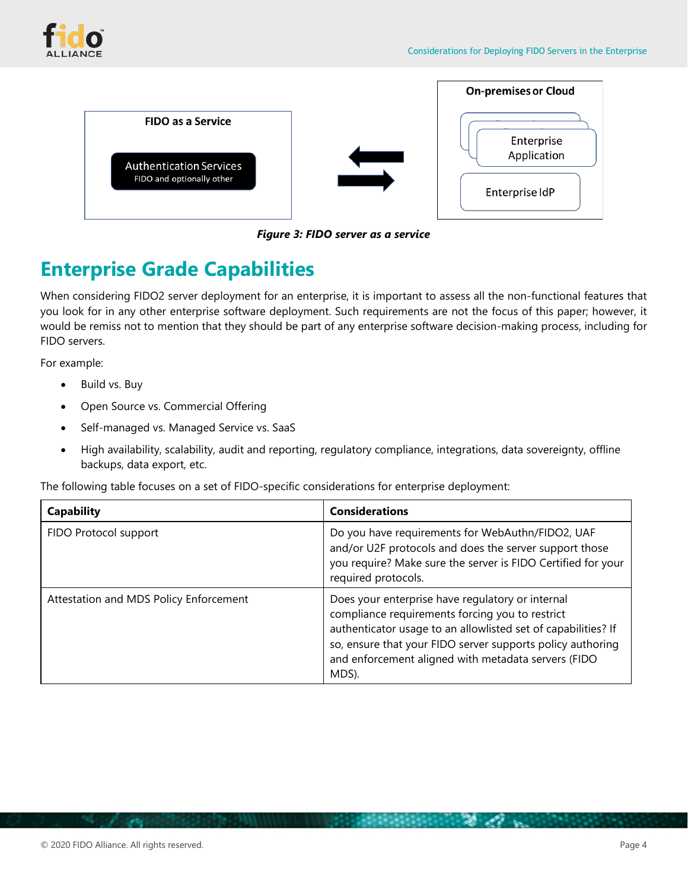**Figure 3: FIDO server as a service**

## Enterprise Grade Capabilities

When considering FIDO2 server deployment for an enterprise, it is important to assess all the non-functional features that you look for in any other enterprise software deployment. Such requirements are not the focus of this paper; however, it would be remiss not to mention that they should be part of any enterprise software decision-making process, including for FIDO servers.

For example:

- Build vs. Buy
- Open Source vs. Commercial Offering
- Self-managed vs. Managed Service vs. SaaS
- High availability, scalability, audit and reporting, regulatory compliance, integrations, data sovereignty, offline backups, data export, etc.

The following table focuses on a set of FIDO-specific considerations for enterprise deployment:

| Capability | Considerations |
| --- | --- |
| FIDO Protocol support | Do you have requirements for WebAuthn/FIDO2, UAF and/or U2F protocols and does the server support those you require? Make sure the server is FIDO Certified for your required protocols. |
| Attestation and MDS Policy Enforcement | Does your enterprise have regulatory or internal compliance requirements forcing you to restrict authenticator usage to an allowlisted set of capabilities? If so, ensure that your FIDO server supports policy authoring and enforcement aligned with metadata servers (FIDO MDS). |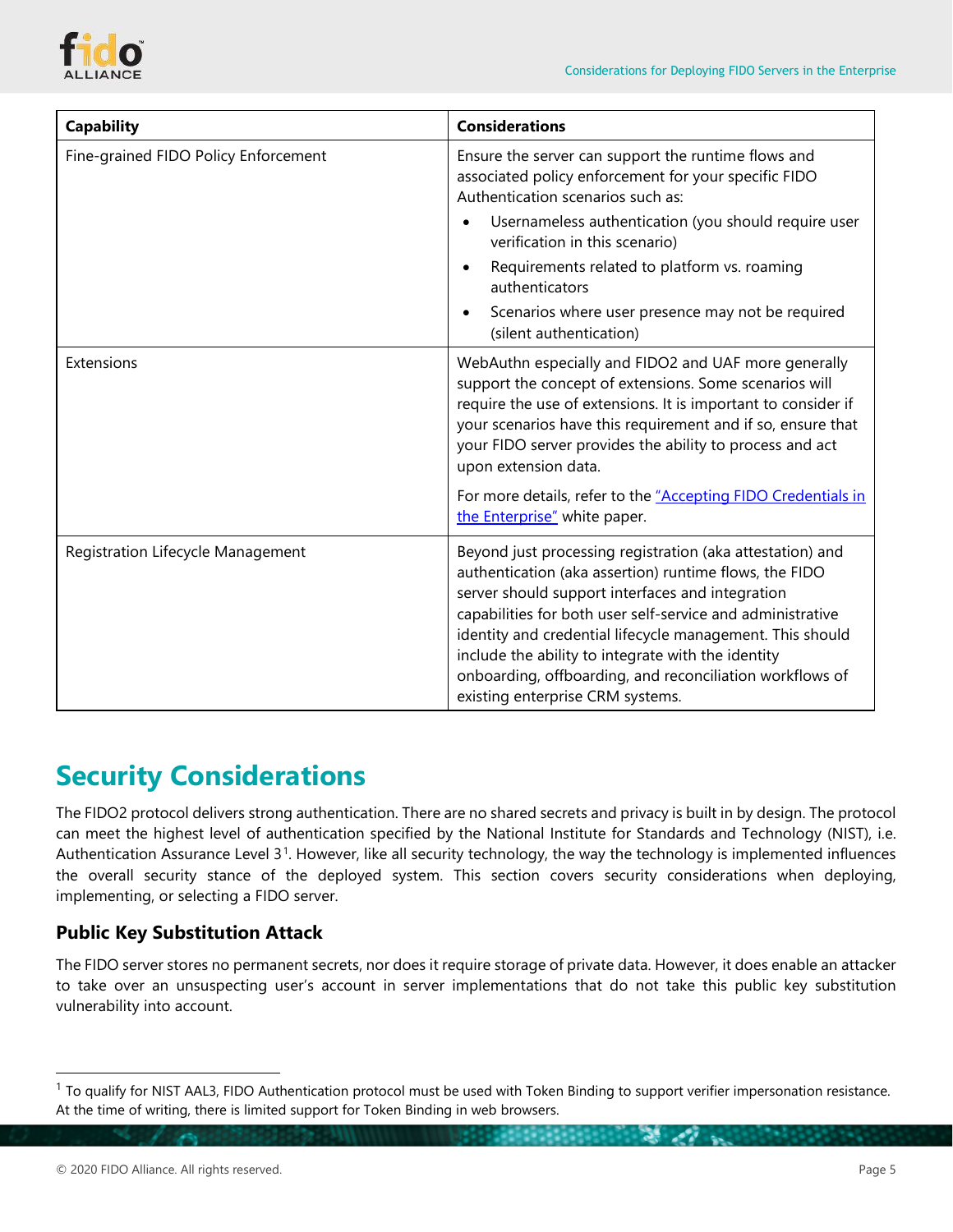| Capability | Considerations |
|---|---|
| Fine-grained FIDO Policy Enforcement | Ensure the server can support the runtime flows and associated policy enforcement for your specific FIDO Authentication scenarios such as:<br>• Usernameless authentication (you should require user verification in this scenario)<br>• Requirements related to platform vs. roaming authenticators<br>• Scenarios where user presence may not be required (silent authentication) |
| Extensions | WebAuthn especially and FIDO2 and UAF more generally support the concept of extensions. Some scenarios will require the use of extensions. It is important to consider if your scenarios have this requirement and if so, ensure that your FIDO server provides the ability to process and act upon extension data.<br><br>For more details, refer to the "Accepting FIDO Credentials in the Enterprise" white paper. |
| Registration Lifecycle Management | Beyond just processing registration (aka attestation) and authentication (aka assertion) runtime flows, the FIDO server should support interfaces and integration capabilities for both user self-service and administrative identity and credential lifecycle management. This should include the ability to integrate with the identity onboarding, offboarding, and reconciliation workflows of existing enterprise CRM systems. |

# Security Considerations

The FIDO2 protocol delivers strong authentication. There are no shared secrets and privacy is built in by design. The protocol can meet the highest level of authentication specified by the National Institute for Standards and Technology (NIST), i.e. Authentication Assurance Level 3[1]. However, like all security technology, the way the technology is implemented influences the overall security stance of the deployed system. This section covers security considerations when deploying, implementing, or selecting a FIDO server.

## Public Key Substitution Attack

The FIDO server stores no permanent secrets, nor does it require storage of private data. However, it does enable an attacker to take over an unsuspecting user's account in server implementations that do not take this public key substitution vulnerability into account.

[1] To qualify for NIST AAL3, FIDO Authentication protocol must be used with Token Binding to support verifier impersonation resistance. At the time of writing, there is limited support for Token Binding in web browsers.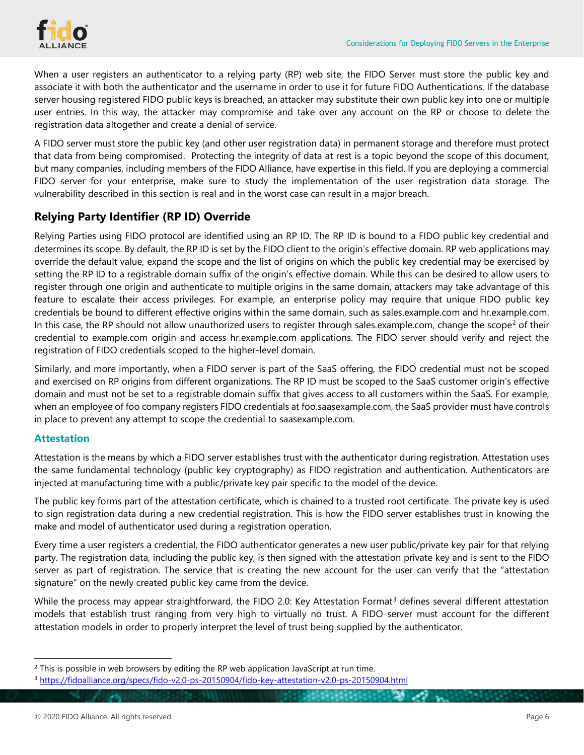When a user registers an authenticator to a relying party (RP) web site, the FIDO Server must store the public key and associate it with both the authenticator and the username in order to use it for future FIDO Authentications. If the database server housing registered FIDO public keys is breached, an attacker may substitute their own public key into one or multiple user entries. In this way, the attacker may compromise and take over any account on the RP or choose to delete the registration data altogether and create a denial of service.

A FIDO server must store the public key (and other user registration data) in permanent storage and therefore must protect that data from being compromised. Protecting the integrity of data at rest is a topic beyond the scope of this document, but many companies, including members of the FIDO Alliance, have expertise in this field. If you are deploying a commercial FIDO server for your enterprise, make sure to study the implementation of the user registration data storage. The vulnerability described in this section is real and in the worst case can result in a major breach.

## Relying Party Identifier (RP ID) Override

Relying Parties using FIDO protocol are identified using an RP ID. The RP ID is bound to a FIDO public key credential and determines its scope. By default, the RP ID is set by the FIDO client to the origin's effective domain. RP web applications may override the default value, expand the scope and the list of origins on which the public key credential may be exercised by setting the RP ID to a registrable domain suffix of the origin's effective domain. While this can be desired to allow users to register through one origin and authenticate to multiple origins in the same domain, attackers may take advantage of this feature to escalate their access privileges. For example, an enterprise policy may require that unique FIDO public key credentials be bound to different effective origins within the same domain, such as sales.example.com and hr.example.com. In this case, the RP should not allow unauthorized users to register through sales.example.com, change the scope[2] of their credential to example.com origin and access hr.example.com applications. The FIDO server should verify and reject the registration of FIDO credentials scoped to the higher-level domain.

Similarly, and more importantly, when a FIDO server is part of the SaaS offering, the FIDO credential must not be scoped and exercised on RP origins from different organizations. The RP ID must be scoped to the SaaS customer origin's effective domain and must not be set to a registrable domain suffix that gives access to all customers within the SaaS. For example, when an employee of foo company registers FIDO credentials at foo.saasexample.com, the SaaS provider must have controls in place to prevent any attempt to scope the credential to saasexample.com.

### Attestation

Attestation is the means by which a FIDO server establishes trust with the authenticator during registration. Attestation uses the same fundamental technology (public key cryptography) as FIDO registration and authentication. Authenticators are injected at manufacturing time with a public/private key pair specific to the model of the device.

The public key forms part of the attestation certificate, which is chained to a trusted root certificate. The private key is used to sign registration data during a new credential registration. This is how the FIDO server establishes trust in knowing the make and model of authenticator used during a registration operation.

Every time a user registers a credential, the FIDO authenticator generates a new user public/private key pair for that relying party. The registration data, including the public key, is then signed with the attestation private key and is sent to the FIDO server as part of registration. The service that is creating the new account for the user can verify that the "attestation signature" on the newly created public key came from the device.

While the process may appear straightforward, the FIDO 2.0: Key Attestation Format[3] defines several different attestation models that establish trust ranging from very high to virtually no trust. A FIDO server must account for the different attestation models in order to properly interpret the level of trust being supplied by the authenticator.

---

[2] This is possible in web browsers by editing the RP web application JavaScript at run time.

[3] https://fidoalliance.org/specs/fido-v2.0-ps-20150904/fido-key-attestation-v2.0-ps-20150904.html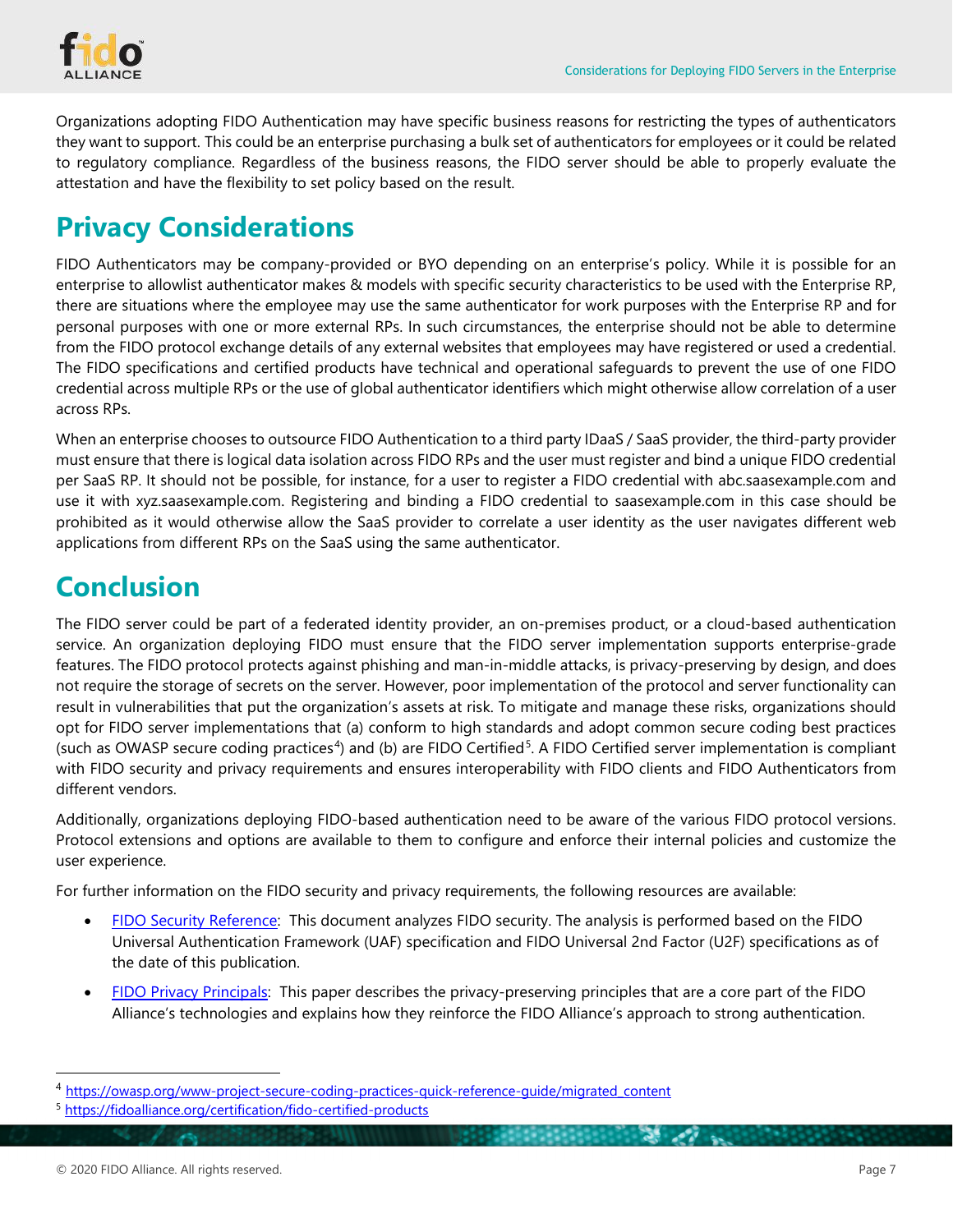Organizations adopting FIDO Authentication may have specific business reasons for restricting the types of authenticators they want to support. This could be an enterprise purchasing a bulk set of authenticators for employees or it could be related to regulatory compliance. Regardless of the business reasons, the FIDO server should be able to properly evaluate the attestation and have the flexibility to set policy based on the result.

## Privacy Considerations

FIDO Authenticators may be company-provided or BYO depending on an enterprise's policy. While it is possible for an enterprise to allowlist authenticator makes & models with specific security characteristics to be used with the Enterprise RP, there are situations where the employee may use the same authenticator for work purposes with the Enterprise RP and for personal purposes with one or more external RPs. In such circumstances, the enterprise should not be able to determine from the FIDO protocol exchange details of any external websites that employees may have registered or used a credential. The FIDO specifications and certified products have technical and operational safeguards to prevent the use of one FIDO credential across multiple RPs or the use of global authenticator identifiers which might otherwise allow correlation of a user across RPs.

When an enterprise chooses to outsource FIDO Authentication to a third party IDaaS / SaaS provider, the third-party provider must ensure that there is logical data isolation across FIDO RPs and the user must register and bind a unique FIDO credential per SaaS RP. It should not be possible, for instance, for a user to register a FIDO credential with abc.saasexample.com and use it with xyz.saasexample.com. Registering and binding a FIDO credential to saasexample.com in this case should be prohibited as it would otherwise allow the SaaS provider to correlate a user identity as the user navigates different web applications from different RPs on the SaaS using the same authenticator.

## Conclusion

The FIDO server could be part of a federated identity provider, an on-premises product, or a cloud-based authentication service. An organization deploying FIDO must ensure that the FIDO server implementation supports enterprise-grade features. The FIDO protocol protects against phishing and man-in-middle attacks, is privacy-preserving by design, and does not require the storage of secrets on the server. However, poor implementation of the protocol and server functionality can result in vulnerabilities that put the organization's assets at risk. To mitigate and manage these risks, organizations should opt for FIDO server implementations that (a) conform to high standards and adopt common secure coding best practices (such as OWASP secure coding practices[4]) and (b) are FIDO Certified[5]. A FIDO Certified server implementation is compliant with FIDO security and privacy requirements and ensures interoperability with FIDO clients and FIDO Authenticators from different vendors.

Additionally, organizations deploying FIDO-based authentication need to be aware of the various FIDO protocol versions. Protocol extensions and options are available to them to configure and enforce their internal policies and customize the user experience.

For further information on the FIDO security and privacy requirements, the following resources are available:

- FIDO Security Reference: This document analyzes FIDO security. The analysis is performed based on the FIDO Universal Authentication Framework (UAF) specification and FIDO Universal 2nd Factor (U2F) specifications as of the date of this publication.
- FIDO Privacy Principals: This paper describes the privacy-preserving principles that are a core part of the FIDO Alliance's technologies and explains how they reinforce the FIDO Alliance's approach to strong authentication.

---

[4] https://owasp.org/www-project-secure-coding-practices-quick-reference-guide/migrated_content

[5] https://fidoalliance.org/certification/fido-certified-products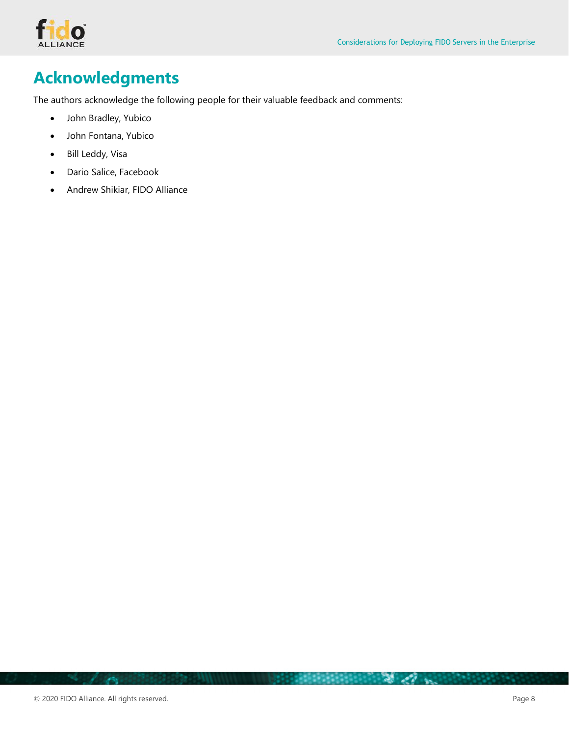# Acknowledgments

The authors acknowledge the following people for their valuable feedback and comments:

- John Bradley, Yubico
- John Fontana, Yubico
- Bill Leddy, Visa
- Dario Salice, Facebook
- Andrew Shikiar, FIDO Alliance